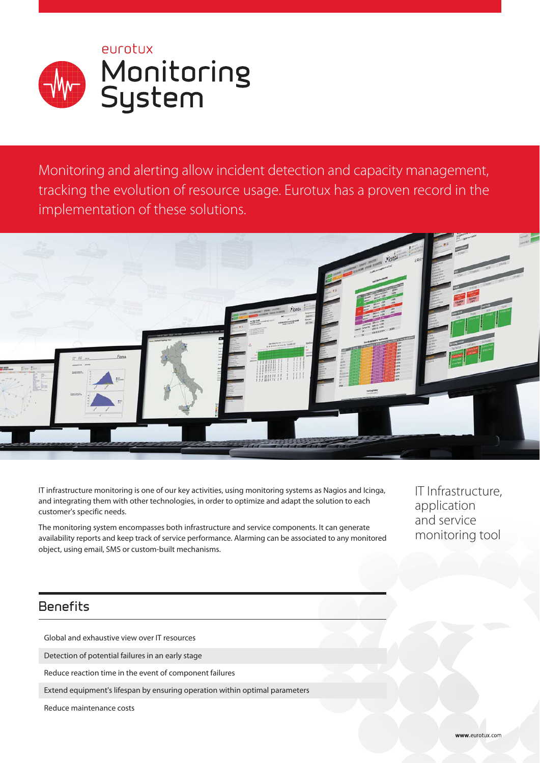eurotux

# Monitoring System

Monitoring and alerting allow incident detection and capacity management, tracking the evolution of resource usage. Eurotux has a proven record in the implementation of these solutions.

IT Infrastructure, application and service monitoring tool

IT infrastructure monitoring is one of our key activities, using monitoring systems as Nagios and Icinga, and integrating them with other technologies, in order to optimize and adapt the solution to each customer's specific needs.

The monitoring system encompasses both infrastructure and service components. It can generate availability reports and keep track of service performance. Alarming can be associated to any monitored object, using email, SMS or custom-built mechanisms.

## Benefits

- Global and exhaustive view over IT resources
- Detection of potential failures in an early stage
- Reduce reaction time in the event of component failures
- Extend equipment's lifespan by ensuring operation within optimal parameters
- Reduce maintenance costs

www.eurotux.com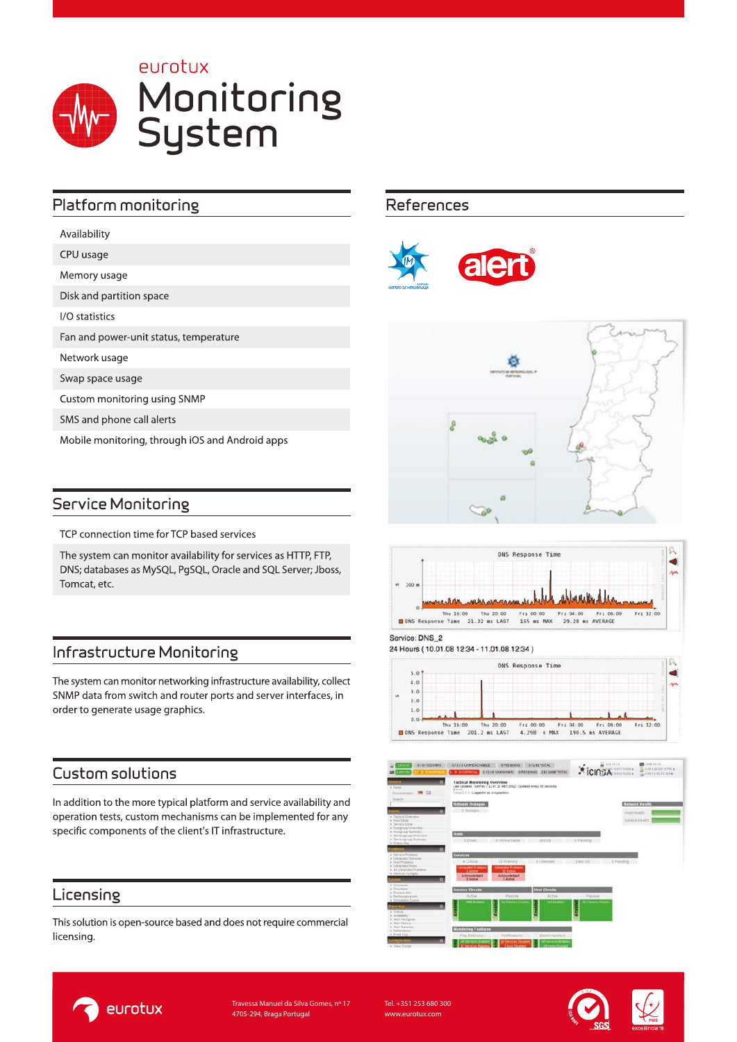eurotux

# Monitoring System

## Platform monitoring

- Availability
- CPU usage
- Memory usage
- Disk and partition space
- I/O statistics
- Fan and power-unit status, temperature
- Network usage
- Swap space usage
- Custom monitoring using SNMP
- SMS and phone call alerts
- Mobile monitoring, through iOS and Android apps

## Service Monitoring

TCP connection time for TCP based services

The system can monitor availability for services as HTTP, FTP, DNS; databases as MySQL, PgSQL, Oracle and SQL Server; Jboss, Tomcat, etc.

## Infrastructure Monitoring

The system can monitor networking infrastructure availability, collect SNMP data from switch and router ports and server interfaces, in order to generate usage graphics.

## Custom solutions

In addition to the more typical platform and service availability and operation tests, custom mechanisms can be implemented for any specific components of the client's IT infrastructure.

## Licensing

This solution is open-source based and does not require commercial licensing.

## References

DNS Response Time

100 m

0

Thu 16:00 Thu 20:00 Fri 00:00 Fri 04:00 Fri 08:00 Fri 12:00

DNS Response Time 21.32 ms LAST 165 ms MAX 29.28 ms AVERAGE

Service: DNS_2

24 Hours ( 10.01.08 12:34 - 11.01.08 12:34 )

DNS Response Time

5.0

4.0

3.0

2.0

1.0

0.0

Thu 16:00 Thu 20:00 Fri 00:00 Fri 04:00 Fri 08:00 Fri 12:00

DNS Response Time 201.2 ms LAST 4.298 s MAX 198.5 ms AVERAGE

eurotux

Travessa Manuel da Silva Gomes, nº 17
4705-294, Braga Portugal

Tel. +351 253 680 300
www.eurotux.com